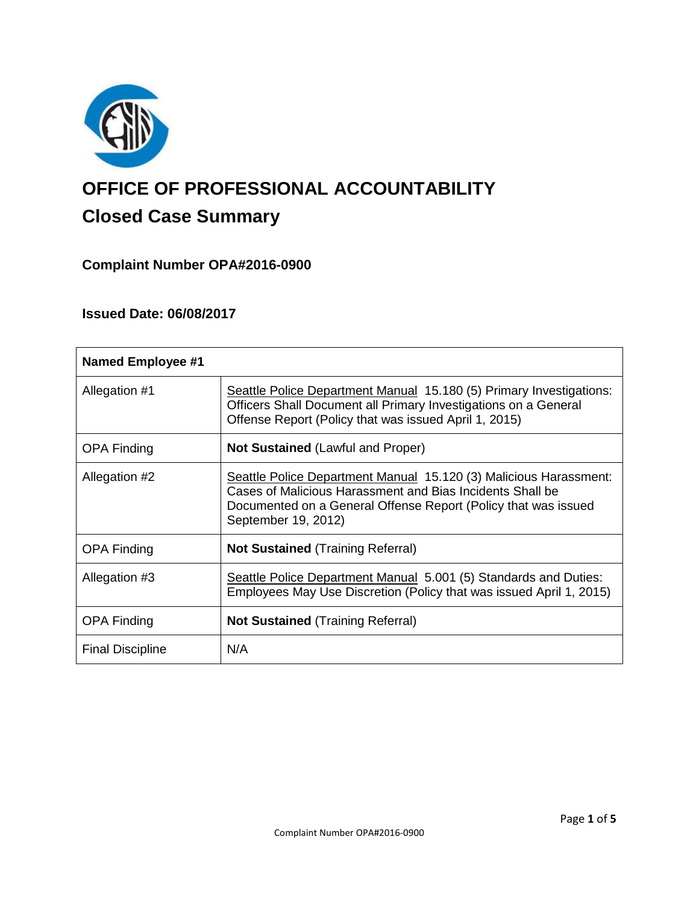# OFFICE OF PROFESSIONAL ACCOUNTABILITY

## Closed Case Summary

### Complaint Number OPA#2016-0900

### Issued Date: 06/08/2017

| Named Employee #1 | |
|---|---|
| Allegation #1 | Seattle Police Department Manual 15.180 (5) Primary Investigations: Officers Shall Document all Primary Investigations on a General Offense Report (Policy that was issued April 1, 2015) |
| OPA Finding | **Not Sustained** (Lawful and Proper) |
| Allegation #2 | Seattle Police Department Manual 15.120 (3) Malicious Harassment: Cases of Malicious Harassment and Bias Incidents Shall be Documented on a General Offense Report (Policy that was issued September 19, 2012) |
| OPA Finding | **Not Sustained** (Training Referral) |
| Allegation #3 | Seattle Police Department Manual 5.001 (5) Standards and Duties: Employees May Use Discretion (Policy that was issued April 1, 2015) |
| OPA Finding | **Not Sustained** (Training Referral) |
| Final Discipline | N/A |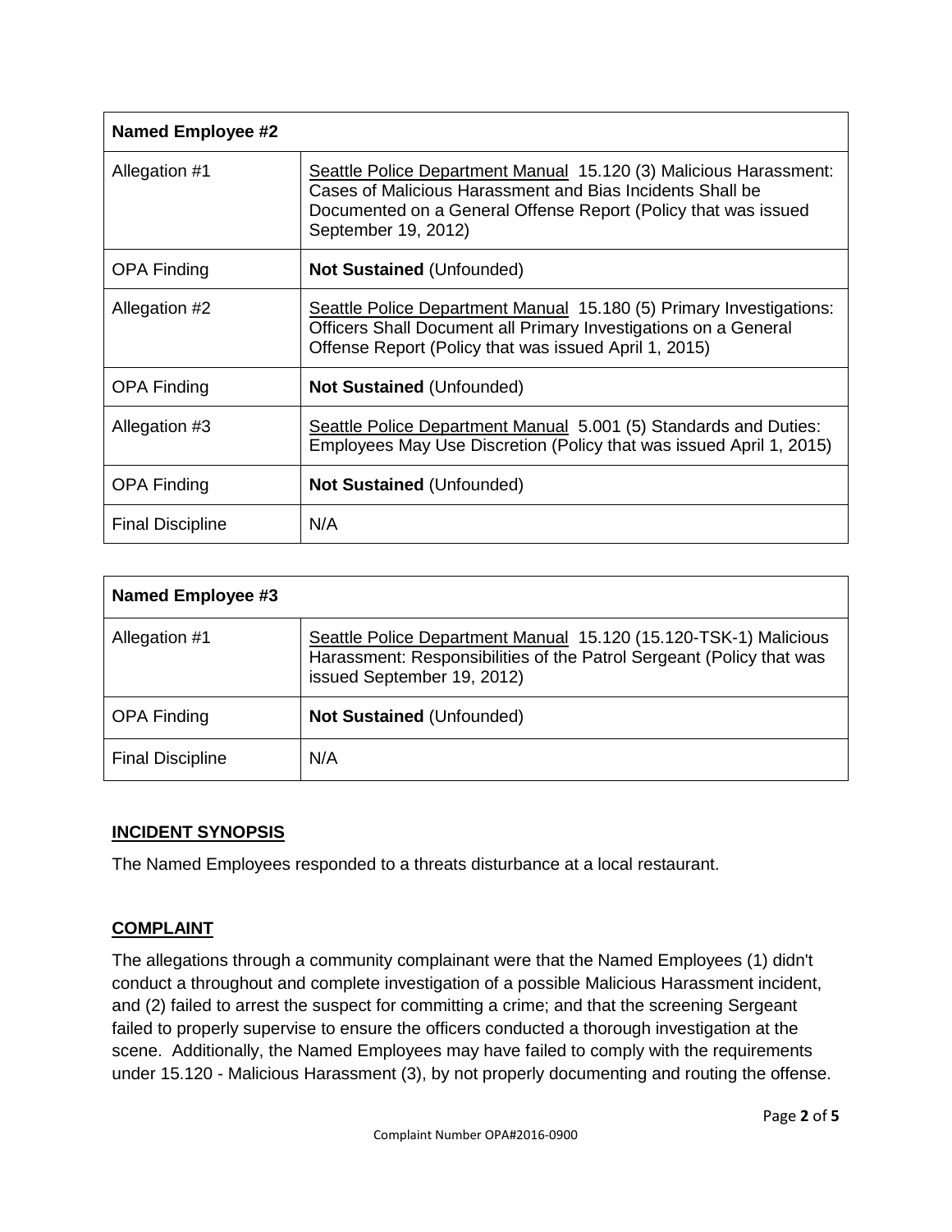| Named Employee #2 | |
|---|---|
| Allegation #1 | Seattle Police Department Manual 15.120 (3) Malicious Harassment: Cases of Malicious Harassment and Bias Incidents Shall be Documented on a General Offense Report (Policy that was issued September 19, 2012) |
| OPA Finding | **Not Sustained** (Unfounded) |
| Allegation #2 | Seattle Police Department Manual 15.180 (5) Primary Investigations: Officers Shall Document all Primary Investigations on a General Offense Report (Policy that was issued April 1, 2015) |
| OPA Finding | **Not Sustained** (Unfounded) |
| Allegation #3 | Seattle Police Department Manual 5.001 (5) Standards and Duties: Employees May Use Discretion (Policy that was issued April 1, 2015) |
| OPA Finding | **Not Sustained** (Unfounded) |
| Final Discipline | N/A |

| Named Employee #3 | |
|---|---|
| Allegation #1 | Seattle Police Department Manual 15.120 (15.120-TSK-1) Malicious Harassment: Responsibilities of the Patrol Sergeant (Policy that was issued September 19, 2012) |
| OPA Finding | **Not Sustained** (Unfounded) |
| Final Discipline | N/A |

## INCIDENT SYNOPSIS

The Named Employees responded to a threats disturbance at a local restaurant.

## COMPLAINT

The allegations through a community complainant were that the Named Employees (1) didn't conduct a throughout and complete investigation of a possible Malicious Harassment incident, and (2) failed to arrest the suspect for committing a crime; and that the screening Sergeant failed to properly supervise to ensure the officers conducted a thorough investigation at the scene. Additionally, the Named Employees may have failed to comply with the requirements under 15.120 - Malicious Harassment (3), by not properly documenting and routing the offense.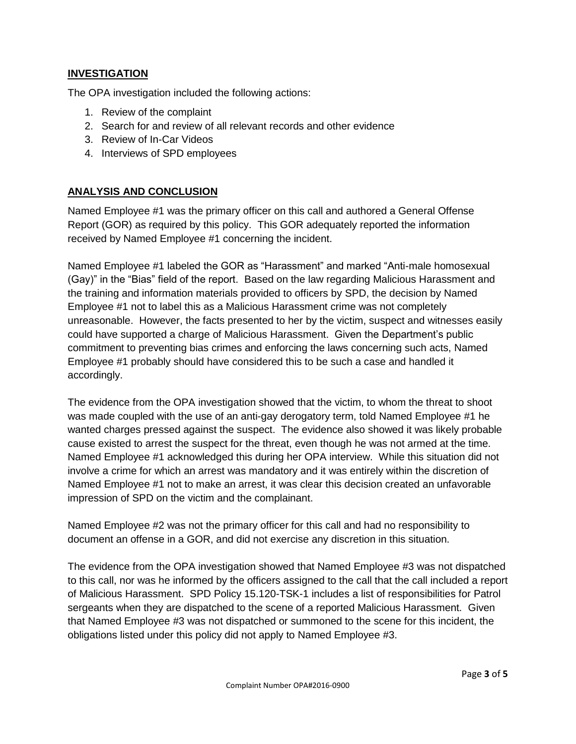## INVESTIGATION

The OPA investigation included the following actions:

1. Review of the complaint
2. Search for and review of all relevant records and other evidence
3. Review of In-Car Videos
4. Interviews of SPD employees

## ANALYSIS AND CONCLUSION

Named Employee #1 was the primary officer on this call and authored a General Offense Report (GOR) as required by this policy. This GOR adequately reported the information received by Named Employee #1 concerning the incident.

Named Employee #1 labeled the GOR as "Harassment" and marked "Anti-male homosexual (Gay)" in the "Bias" field of the report. Based on the law regarding Malicious Harassment and the training and information materials provided to officers by SPD, the decision by Named Employee #1 not to label this as a Malicious Harassment crime was not completely unreasonable. However, the facts presented to her by the victim, suspect and witnesses easily could have supported a charge of Malicious Harassment. Given the Department's public commitment to preventing bias crimes and enforcing the laws concerning such acts, Named Employee #1 probably should have considered this to be such a case and handled it accordingly.

The evidence from the OPA investigation showed that the victim, to whom the threat to shoot was made coupled with the use of an anti-gay derogatory term, told Named Employee #1 he wanted charges pressed against the suspect. The evidence also showed it was likely probable cause existed to arrest the suspect for the threat, even though he was not armed at the time. Named Employee #1 acknowledged this during her OPA interview. While this situation did not involve a crime for which an arrest was mandatory and it was entirely within the discretion of Named Employee #1 not to make an arrest, it was clear this decision created an unfavorable impression of SPD on the victim and the complainant.

Named Employee #2 was not the primary officer for this call and had no responsibility to document an offense in a GOR, and did not exercise any discretion in this situation.

The evidence from the OPA investigation showed that Named Employee #3 was not dispatched to this call, nor was he informed by the officers assigned to the call that the call included a report of Malicious Harassment. SPD Policy 15.120-TSK-1 includes a list of responsibilities for Patrol sergeants when they are dispatched to the scene of a reported Malicious Harassment. Given that Named Employee #3 was not dispatched or summoned to the scene for this incident, the obligations listed under this policy did not apply to Named Employee #3.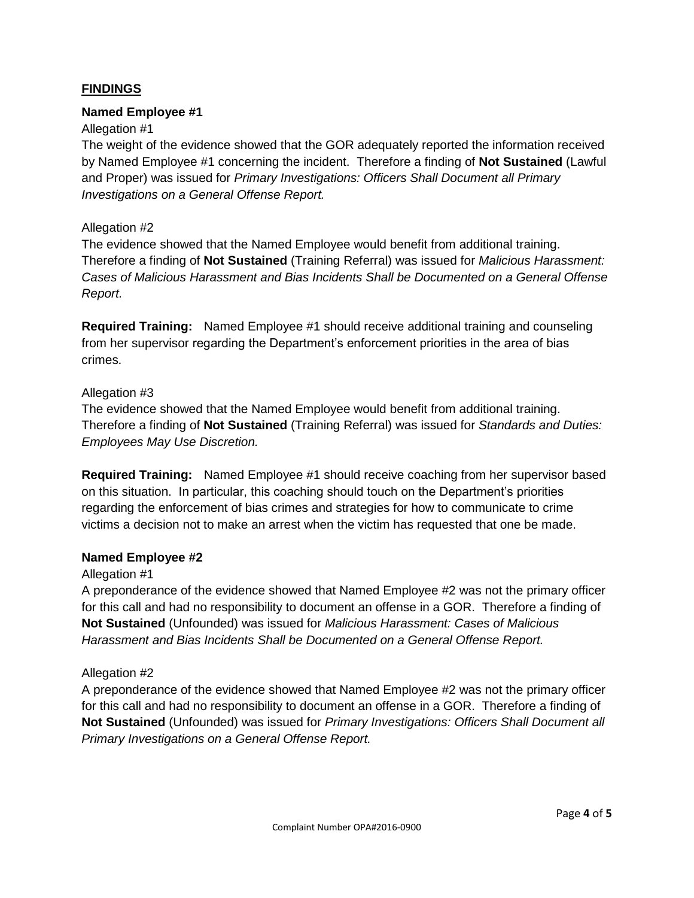## FINDINGS

**Named Employee #1**

Allegation #1

The weight of the evidence showed that the GOR adequately reported the information received by Named Employee #1 concerning the incident. Therefore a finding of **Not Sustained** (Lawful and Proper) was issued for *Primary Investigations: Officers Shall Document all Primary Investigations on a General Offense Report.*

Allegation #2

The evidence showed that the Named Employee would benefit from additional training. Therefore a finding of **Not Sustained** (Training Referral) was issued for *Malicious Harassment: Cases of Malicious Harassment and Bias Incidents Shall be Documented on a General Offense Report.*

**Required Training:** Named Employee #1 should receive additional training and counseling from her supervisor regarding the Department's enforcement priorities in the area of bias crimes.

Allegation #3

The evidence showed that the Named Employee would benefit from additional training. Therefore a finding of **Not Sustained** (Training Referral) was issued for *Standards and Duties: Employees May Use Discretion.*

**Required Training:** Named Employee #1 should receive coaching from her supervisor based on this situation. In particular, this coaching should touch on the Department's priorities regarding the enforcement of bias crimes and strategies for how to communicate to crime victims a decision not to make an arrest when the victim has requested that one be made.

**Named Employee #2**

Allegation #1

A preponderance of the evidence showed that Named Employee #2 was not the primary officer for this call and had no responsibility to document an offense in a GOR. Therefore a finding of **Not Sustained** (Unfounded) was issued for *Malicious Harassment: Cases of Malicious Harassment and Bias Incidents Shall be Documented on a General Offense Report.*

Allegation #2

A preponderance of the evidence showed that Named Employee #2 was not the primary officer for this call and had no responsibility to document an offense in a GOR. Therefore a finding of **Not Sustained** (Unfounded) was issued for *Primary Investigations: Officers Shall Document all Primary Investigations on a General Offense Report.*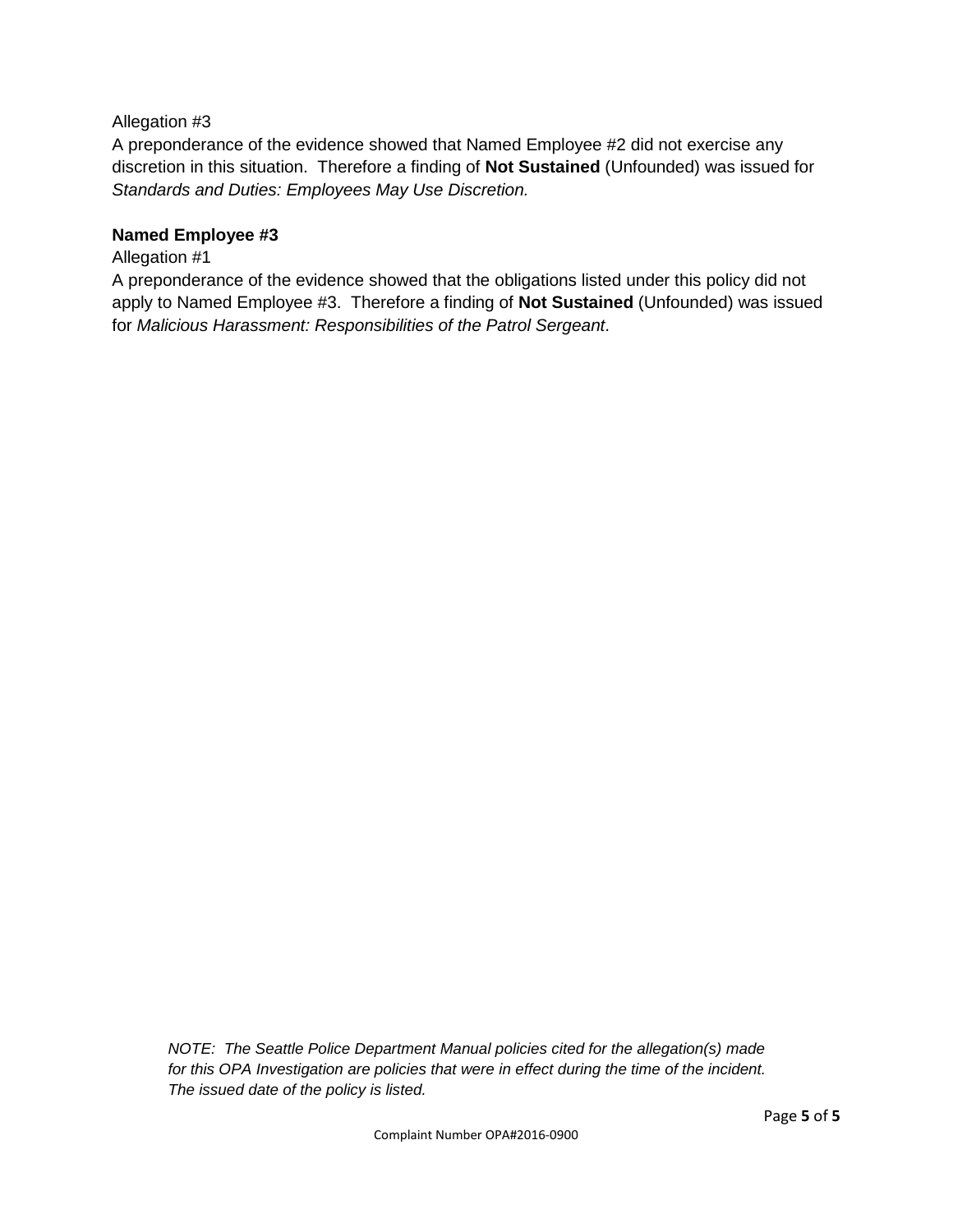Allegation #3

A preponderance of the evidence showed that Named Employee #2 did not exercise any discretion in this situation. Therefore a finding of **Not Sustained** (Unfounded) was issued for *Standards and Duties: Employees May Use Discretion.*

**Named Employee #3**

Allegation #1

A preponderance of the evidence showed that the obligations listed under this policy did not apply to Named Employee #3. Therefore a finding of **Not Sustained** (Unfounded) was issued for *Malicious Harassment: Responsibilities of the Patrol Sergeant*.

*NOTE: The Seattle Police Department Manual policies cited for the allegation(s) made for this OPA Investigation are policies that were in effect during the time of the incident. The issued date of the policy is listed.*